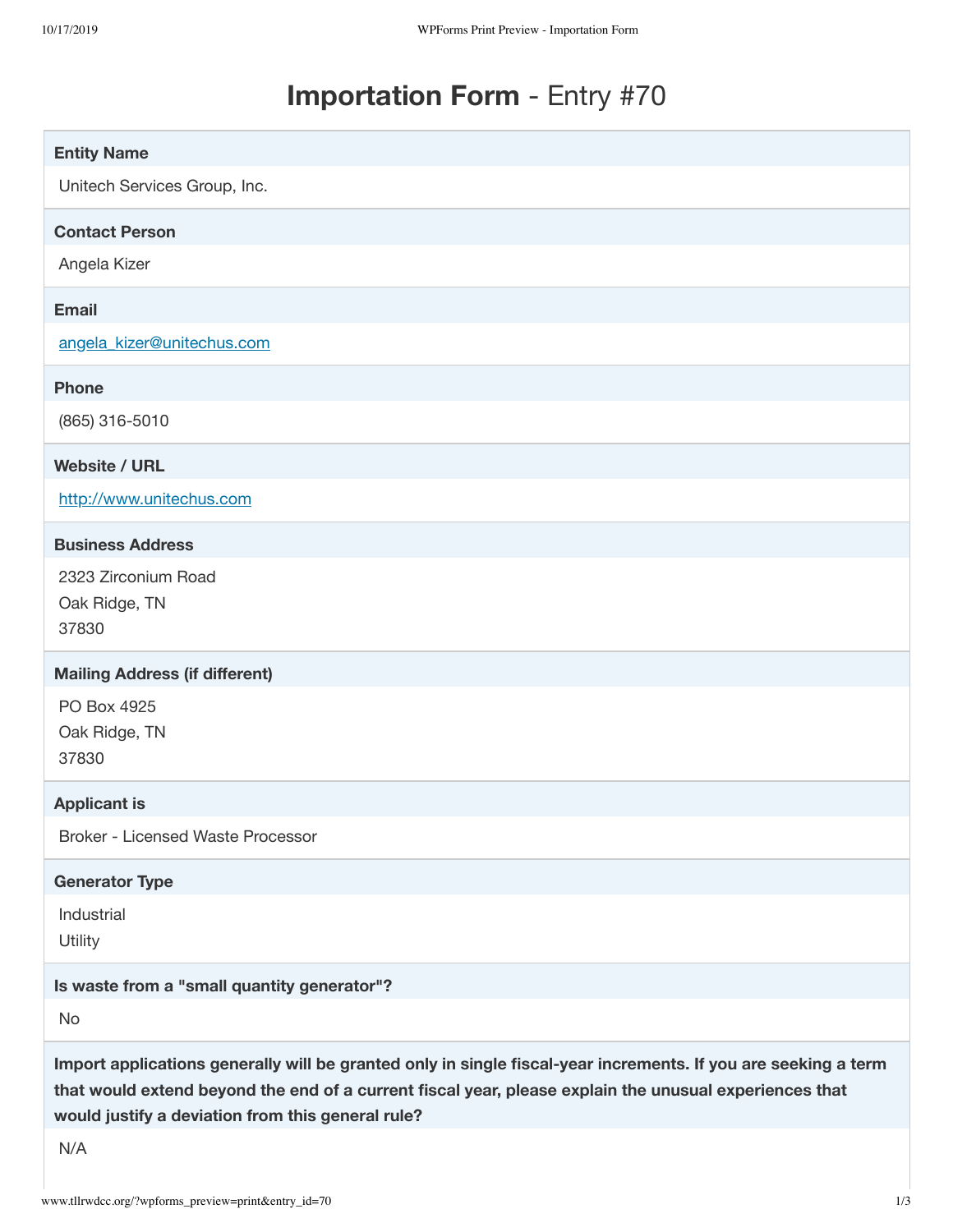# **Importation Form** - Entry #70

**Entity Name**

Unitech Services Group, Inc.

**Contact Person**

Angela Kizer

**Email**

angela_kizer@unitechus.com

**Phone**

(865) 316-5010

**Website / URL**

http://www.unitechus.com

**Business Address**

2323 Zirconium Road
Oak Ridge, TN
37830

**Mailing Address (if different)**

PO Box 4925
Oak Ridge, TN
37830

**Applicant is**

Broker - Licensed Waste Processor

**Generator Type**

Industrial
Utility

**Is waste from a "small quantity generator"?**

No

**Import applications generally will be granted only in single fiscal-year increments. If you are seeking a term that would extend beyond the end of a current fiscal year, please explain the unusual experiences that would justify a deviation from this general rule?**

N/A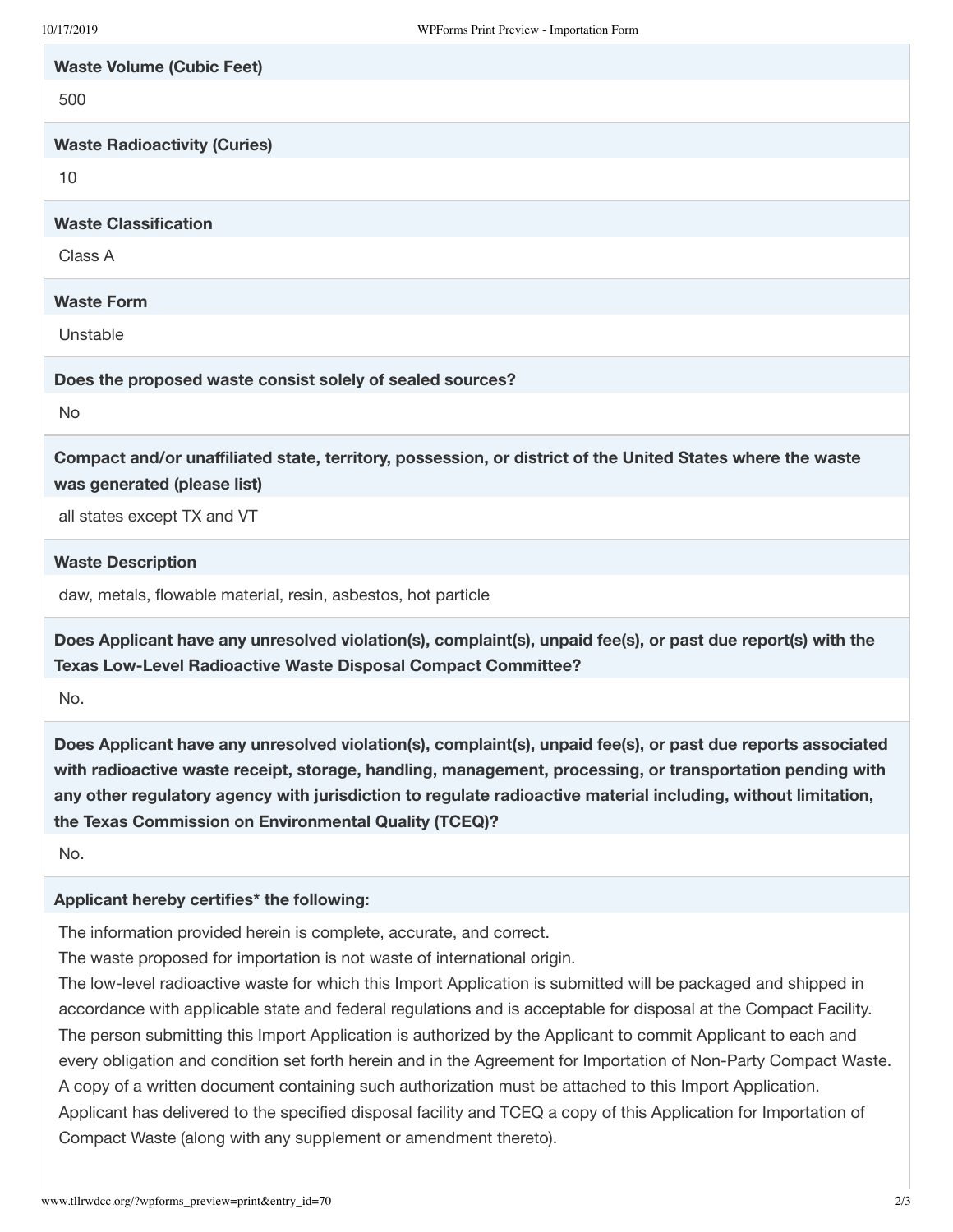**Waste Volume (Cubic Feet)**

500

**Waste Radioactivity (Curies)**

10

**Waste Classification**

Class A

**Waste Form**

Unstable

**Does the proposed waste consist solely of sealed sources?**

No

**Compact and/or unaffiliated state, territory, possession, or district of the United States where the waste was generated (please list)**

all states except TX and VT

**Waste Description**

daw, metals, flowable material, resin, asbestos, hot particle

**Does Applicant have any unresolved violation(s), complaint(s), unpaid fee(s), or past due report(s) with the Texas Low-Level Radioactive Waste Disposal Compact Committee?**

No.

**Does Applicant have any unresolved violation(s), complaint(s), unpaid fee(s), or past due reports associated with radioactive waste receipt, storage, handling, management, processing, or transportation pending with any other regulatory agency with jurisdiction to regulate radioactive material including, without limitation, the Texas Commission on Environmental Quality (TCEQ)?**

No.

**Applicant hereby certifies* the following:**

The information provided herein is complete, accurate, and correct.
The waste proposed for importation is not waste of international origin.
The low-level radioactive waste for which this Import Application is submitted will be packaged and shipped in accordance with applicable state and federal regulations and is acceptable for disposal at the Compact Facility.
The person submitting this Import Application is authorized by the Applicant to commit Applicant to each and every obligation and condition set forth herein and in the Agreement for Importation of Non-Party Compact Waste. A copy of a written document containing such authorization must be attached to this Import Application.
Applicant has delivered to the specified disposal facility and TCEQ a copy of this Application for Importation of Compact Waste (along with any supplement or amendment thereto).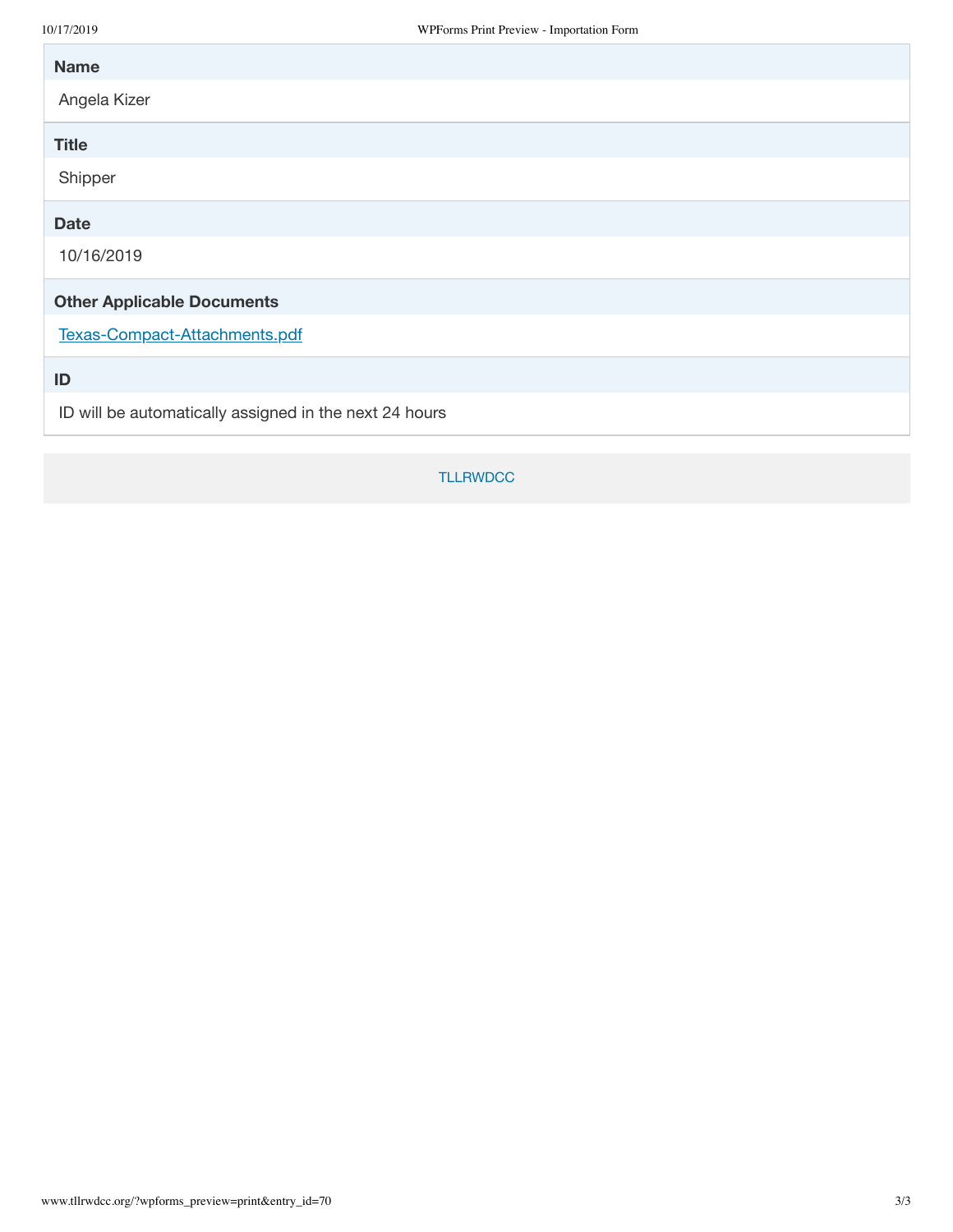**Name**

Angela Kizer

**Title**

Shipper

**Date**

10/16/2019

**Other Applicable Documents**

Texas-Compact-Attachments.pdf

**ID**

ID will be automatically assigned in the next 24 hours

TLLRWDCC